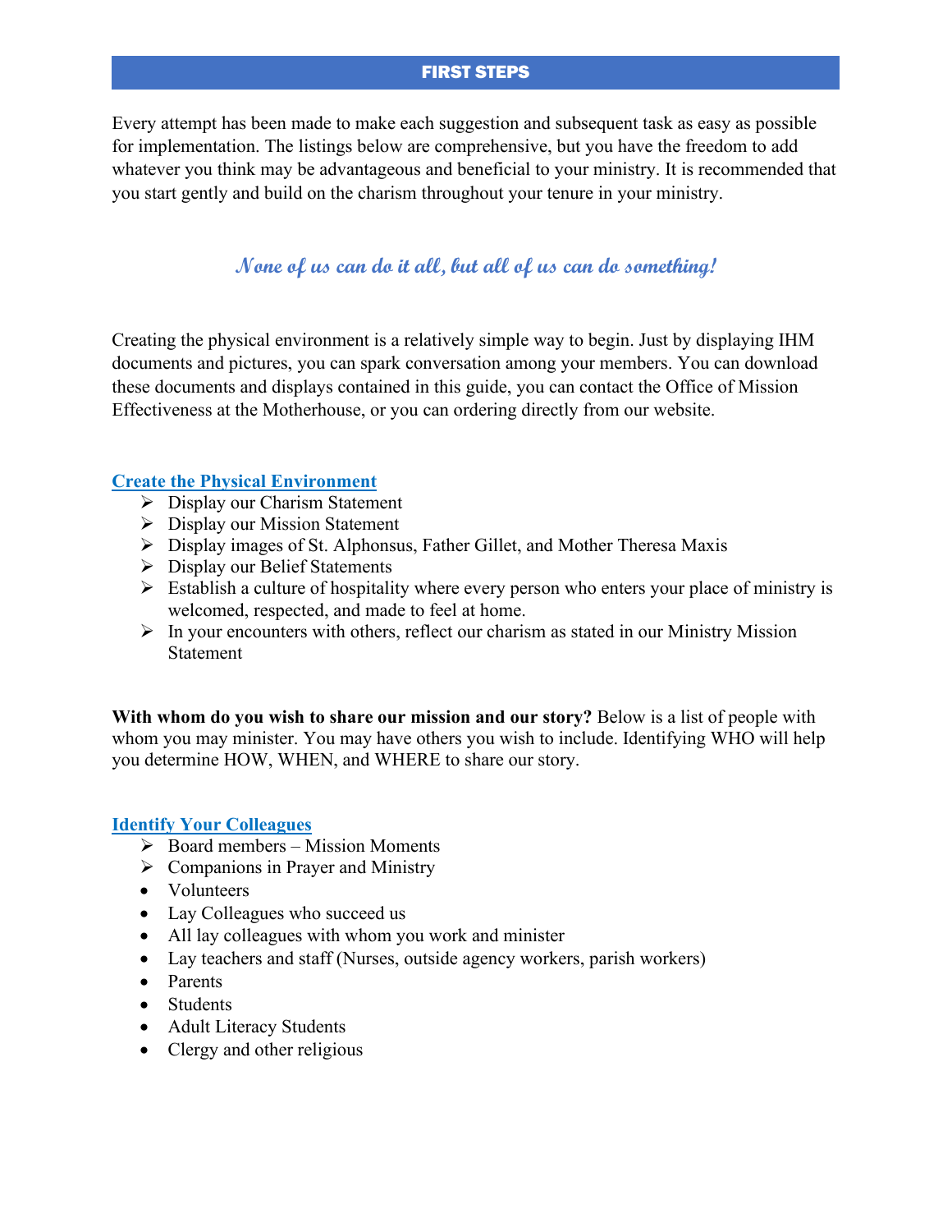## FIRST STEPS

Every attempt has been made to make each suggestion and subsequent task as easy as possible for implementation. The listings below are comprehensive, but you have the freedom to add whatever you think may be advantageous and beneficial to your ministry. It is recommended that you start gently and build on the charism throughout your tenure in your ministry.

*None of us can do it all, but all of us can do something!*

Creating the physical environment is a relatively simple way to begin. Just by displaying IHM documents and pictures, you can spark conversation among your members. You can download these documents and displays contained in this guide, you can contact the Office of Mission Effectiveness at the Motherhouse, or you can ordering directly from our website.

### Create the Physical Environment

- Display our Charism Statement
- Display our Mission Statement
- Display images of St. Alphonsus, Father Gillet, and Mother Theresa Maxis
- Display our Belief Statements
- Establish a culture of hospitality where every person who enters your place of ministry is welcomed, respected, and made to feel at home.
- In your encounters with others, reflect our charism as stated in our Ministry Mission Statement

**With whom do you wish to share our mission and our story?** Below is a list of people with whom you may minister. You may have others you wish to include. Identifying WHO will help you determine HOW, WHEN, and WHERE to share our story.

### Identify Your Colleagues

- Board members – Mission Moments
- Companions in Prayer and Ministry
- Volunteers
- Lay Colleagues who succeed us
- All lay colleagues with whom you work and minister
- Lay teachers and staff (Nurses, outside agency workers, parish workers)
- Parents
- Students
- Adult Literacy Students
- Clergy and other religious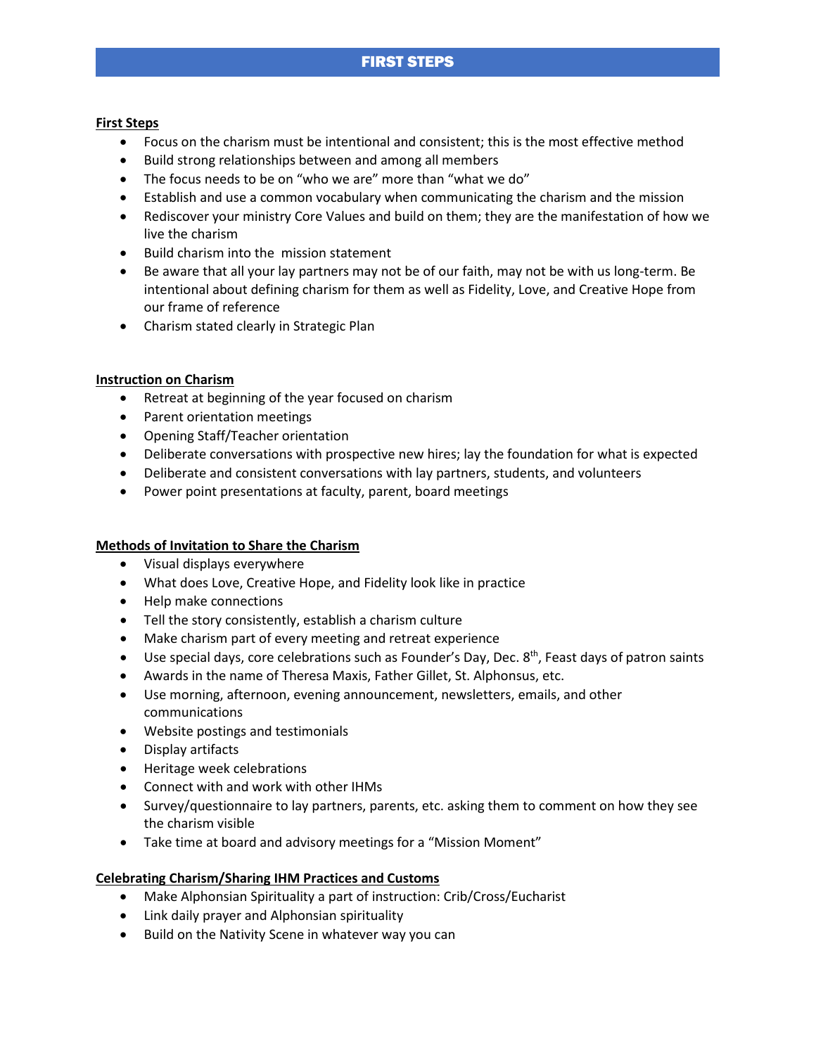# FIRST STEPS

**First Steps**

- Focus on the charism must be intentional and consistent; this is the most effective method
- Build strong relationships between and among all members
- The focus needs to be on "who we are" more than "what we do"
- Establish and use a common vocabulary when communicating the charism and the mission
- Rediscover your ministry Core Values and build on them; they are the manifestation of how we live the charism
- Build charism into the mission statement
- Be aware that all your lay partners may not be of our faith, may not be with us long-term. Be intentional about defining charism for them as well as Fidelity, Love, and Creative Hope from our frame of reference
- Charism stated clearly in Strategic Plan

**Instruction on Charism**

- Retreat at beginning of the year focused on charism
- Parent orientation meetings
- Opening Staff/Teacher orientation
- Deliberate conversations with prospective new hires; lay the foundation for what is expected
- Deliberate and consistent conversations with lay partners, students, and volunteers
- Power point presentations at faculty, parent, board meetings

**Methods of Invitation to Share the Charism**

- Visual displays everywhere
- What does Love, Creative Hope, and Fidelity look like in practice
- Help make connections
- Tell the story consistently, establish a charism culture
- Make charism part of every meeting and retreat experience
- Use special days, core celebrations such as Founder's Day, Dec. 8th, Feast days of patron saints
- Awards in the name of Theresa Maxis, Father Gillet, St. Alphonsus, etc.
- Use morning, afternoon, evening announcement, newsletters, emails, and other communications
- Website postings and testimonials
- Display artifacts
- Heritage week celebrations
- Connect with and work with other IHMs
- Survey/questionnaire to lay partners, parents, etc. asking them to comment on how they see the charism visible
- Take time at board and advisory meetings for a "Mission Moment"

**Celebrating Charism/Sharing IHM Practices and Customs**

- Make Alphonsian Spirituality a part of instruction: Crib/Cross/Eucharist
- Link daily prayer and Alphonsian spirituality
- Build on the Nativity Scene in whatever way you can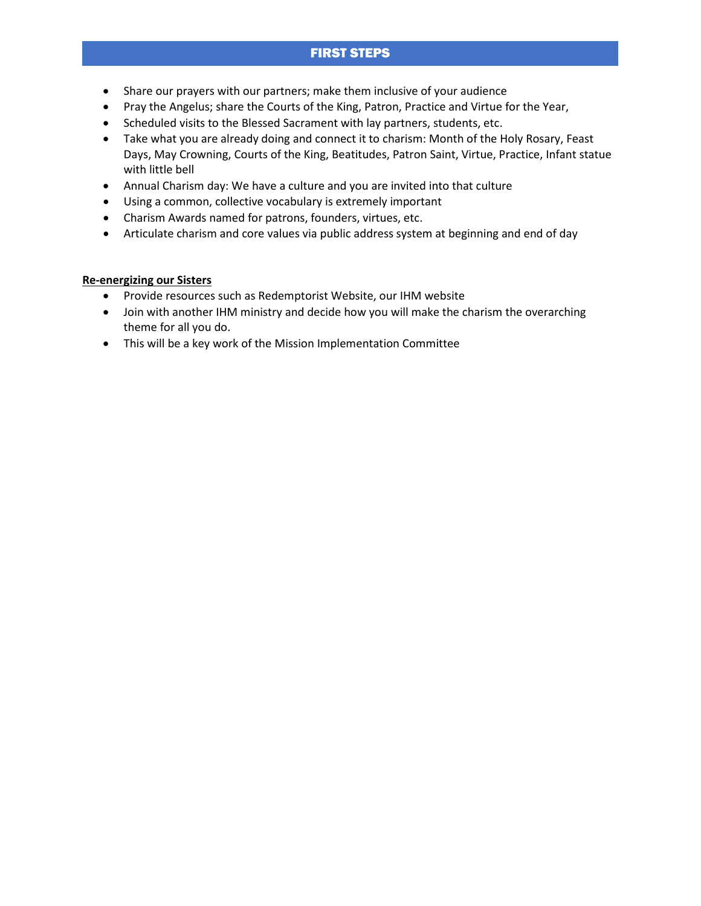## FIRST STEPS

- Share our prayers with our partners; make them inclusive of your audience
- Pray the Angelus; share the Courts of the King, Patron, Practice and Virtue for the Year,
- Scheduled visits to the Blessed Sacrament with lay partners, students, etc.
- Take what you are already doing and connect it to charism: Month of the Holy Rosary, Feast Days, May Crowning, Courts of the King, Beatitudes, Patron Saint, Virtue, Practice, Infant statue with little bell
- Annual Charism day: We have a culture and you are invited into that culture
- Using a common, collective vocabulary is extremely important
- Charism Awards named for patrons, founders, virtues, etc.
- Articulate charism and core values via public address system at beginning and end of day

**Re-energizing our Sisters**

- Provide resources such as Redemptorist Website, our IHM website
- Join with another IHM ministry and decide how you will make the charism the overarching theme for all you do.
- This will be a key work of the Mission Implementation Committee